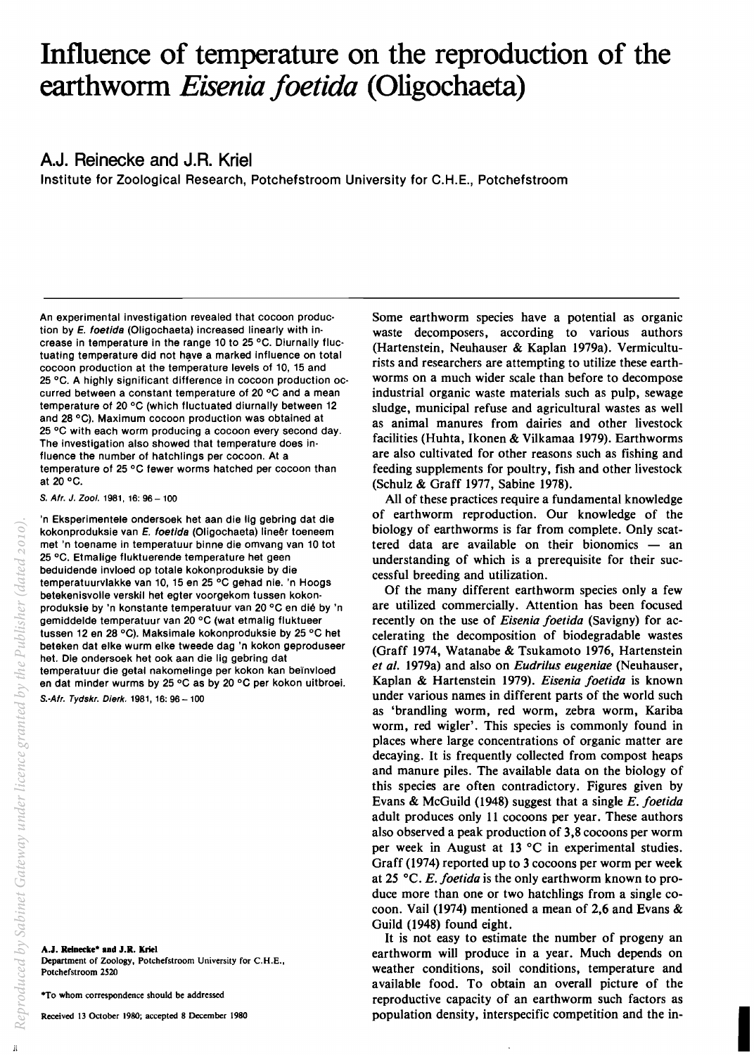# Influence of temperature on the reproduction of the earthworm *Eisenia foetida* (Oligochaeta)

**A.J. Reinecke and J.R. Kriel**

Institute for Zoological Research, Potchefstroom University for C.H.E., Potchefstroom

An experimental investigation revealed that cocoon production by *E. foetida* (Oligochaeta) increased linearly with increase in temperature in the range 10 to 25 °C. Diurnally fluctuating temperature did not have a marked influence on total cocoon production at the temperature levels of 10, 15 and 25 °C. A highly significant difference in cocoon production occurred between a constant temperature of 20 °C and a mean temperature of 20 °C (which fluctuated diurnally between 12 and 28 °C). Maximum cocoon production was obtained at 25 °C with each worm producing a cocoon every second day. The investigation also showed that temperature does influence the number of hatchlings per cocoon. At a temperature of 25 °C fewer worms hatched per cocoon than at 20 °C.

*S. Afr. J. Zool.* 1981, 16: 96 – 100

'n Eksperimentele ondersoek het aan die lig gebring dat die kokonproduksie van *E. foetida* (Oligochaeta) lineêr toeneem met 'n toename in temperatuur binne die omvang van 10 tot 25 °C. Etmalige fluktuerende temperature het geen beduidende invloed op totale kokonproduksie by die temperatuurvlakke van 10, 15 en 25 °C gehad nie. 'n Hoogs betekenisvolle verskil het egter voorgekom tussen kokonproduksie by 'n konstante temperatuur van 20 °C en dié by 'n gemiddelde temperatuur van 20 °C (wat etmalig fluktueer tussen 12 en 28 °C). Maksimale kokonproduksie by 25 °C het beteken dat elke wurm elke tweede dag 'n kokon geproduseer het. Die ondersoek het ook aan die lig gebring dat temperatuur die getal nakomelinge per kokon kan beïnvloed en dat minder wurms by 25 °C as by 20 °C per kokon uitbroei.

*S.-Afr. Tydskr. Dierk.* 1981, 16: 96 – 100

**A.J. Reinecke\* and J.R. Kriel**
Department of Zoology, Potchefstroom University for C.H.E., Potchefstroom 2520

\*To whom correspondence should be addressed

Received 13 October 1980; accepted 8 December 1980

Some earthworm species have a potential as organic waste decomposers, according to various authors (Hartenstein, Neuhauser & Kaplan 1979a). Vermiculturists and researchers are attempting to utilize these earthworms on a much wider scale than before to decompose industrial organic waste materials such as pulp, sewage sludge, municipal refuse and agricultural wastes as well as animal manures from dairies and other livestock facilities (Huhta, Ikonen & Vilkamaa 1979). Earthworms are also cultivated for other reasons such as fishing and feeding supplements for poultry, fish and other livestock (Schulz & Graff 1977, Sabine 1978).

All of these practices require a fundamental knowledge of earthworm reproduction. Our knowledge of the biology of earthworms is far from complete. Only scattered data are available on their bionomics — an understanding of which is a prerequisite for their successful breeding and utilization.

Of the many different earthworm species only a few are utilized commercially. Attention has been focused recently on the use of *Eisenia foetida* (Savigny) for accelerating the decomposition of biodegradable wastes (Graff 1974, Watanabe & Tsukamoto 1976, Hartenstein *et al.* 1979a) and also on *Eudrilus eugeniae* (Neuhauser, Kaplan & Hartenstein 1979). *Eisenia foetida* is known under various names in different parts of the world such as 'brandling worm, red worm, zebra worm, Kariba worm, red wigler'. This species is commonly found in places where large concentrations of organic matter are decaying. It is frequently collected from compost heaps and manure piles. The available data on the biology of this species are often contradictory. Figures given by Evans & McGuild (1948) suggest that a single *E. foetida* adult produces only 11 cocoons per year. These authors also observed a peak production of 3,8 cocoons per worm per week in August at 13 °C in experimental studies. Graff (1974) reported up to 3 cocoons per worm per week at 25 °C. *E. foetida* is the only earthworm known to produce more than one or two hatchlings from a single cocoon. Vail (1974) mentioned a mean of 2,6 and Evans & Guild (1948) found eight.

It is not easy to estimate the number of progeny an earthworm will produce in a year. Much depends on weather conditions, soil conditions, temperature and available food. To obtain an overall picture of the reproductive capacity of an earthworm such factors as population density, interspecific competition and the in-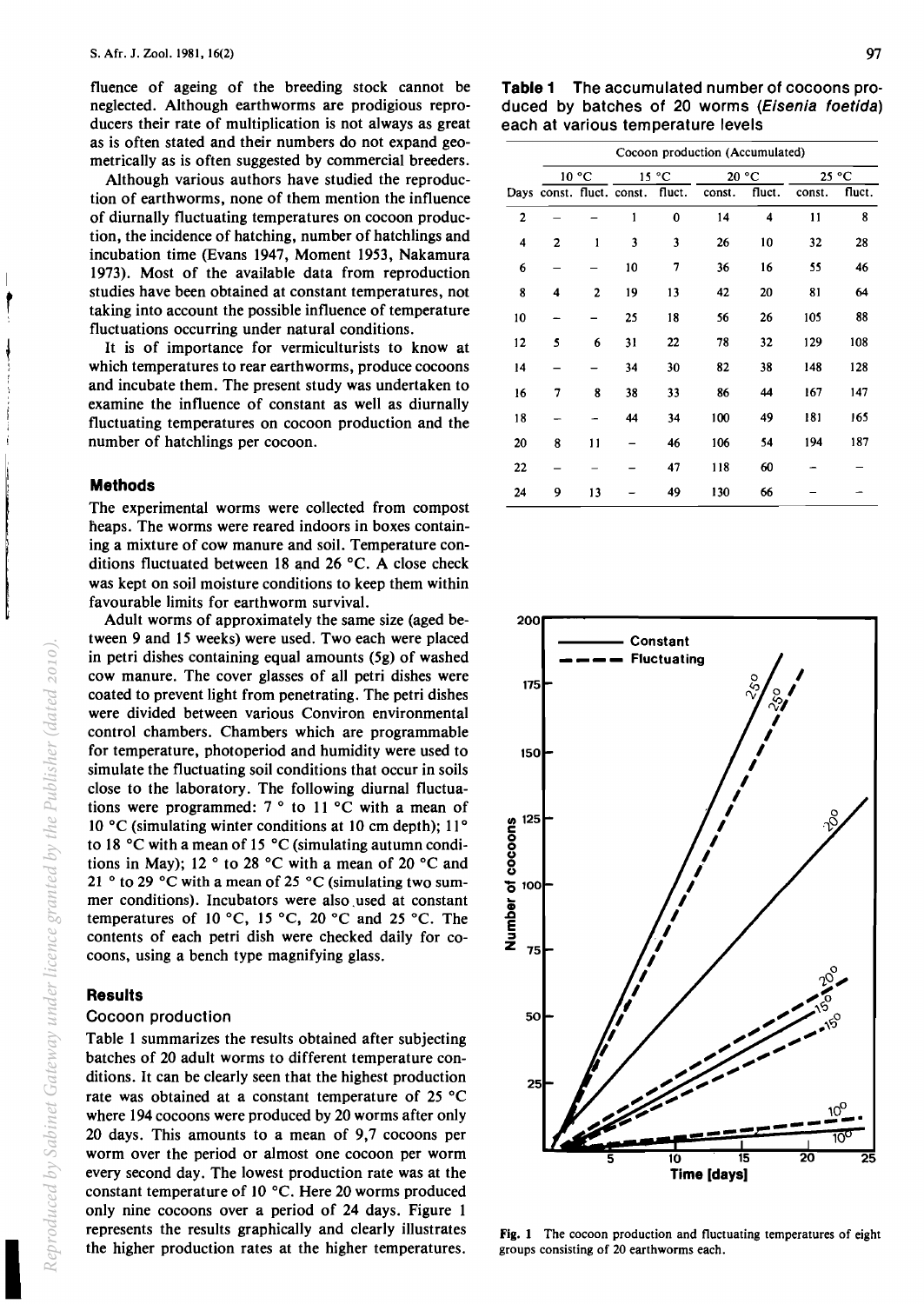fluence of ageing of the breeding stock cannot be neglected. Although earthworms are prodigious reproducers their rate of multiplication is not always as great as is often stated and their numbers do not expand geometrically as is often suggested by commercial breeders.

Although various authors have studied the reproduction of earthworms, none of them mention the influence of diurnally fluctuating temperatures on cocoon production, the incidence of hatching, number of hatchlings and incubation time (Evans 1947, Moment 1953, Nakamura 1973). Most of the available data from reproduction studies have been obtained at constant temperatures, not taking into account the possible influence of temperature fluctuations occurring under natural conditions.

It is of importance for vermiculturists to know at which temperatures to rear earthworms, produce cocoons and incubate them. The present study was undertaken to examine the influence of constant as well as diurnally fluctuating temperatures on cocoon production and the number of hatchlings per cocoon.

## Methods

The experimental worms were collected from compost heaps. The worms were reared indoors in boxes containing a mixture of cow manure and soil. Temperature conditions fluctuated between 18 and 26 °C. A close check was kept on soil moisture conditions to keep them within favourable limits for earthworm survival.

Adult worms of approximately the same size (aged between 9 and 15 weeks) were used. Two each were placed in petri dishes containing equal amounts (5g) of washed cow manure. The cover glasses of all petri dishes were coated to prevent light from penetrating. The petri dishes were divided between various Conviron environmental control chambers. Chambers which are programmable for temperature, photoperiod and humidity were used to simulate the fluctuating soil conditions that occur in soils close to the laboratory. The following diurnal fluctuations were programmed: 7 ° to 11 °C with a mean of 10 °C (simulating winter conditions at 10 cm depth); 11° to 18 °C with a mean of 15 °C (simulating autumn conditions in May); 12 ° to 28 °C with a mean of 20 °C and 21 ° to 29 °C with a mean of 25 °C (simulating two summer conditions). Incubators were also used at constant temperatures of 10 °C, 15 °C, 20 °C and 25 °C. The contents of each petri dish were checked daily for cocoons, using a bench type magnifying glass.

## Results

### Cocoon production

Table 1 summarizes the results obtained after subjecting batches of 20 adult worms to different temperature conditions. It can be clearly seen that the highest production rate was obtained at a constant temperature of 25 °C where 194 cocoons were produced by 20 worms after only 20 days. This amounts to a mean of 9,7 cocoons per worm over the period or almost one cocoon per worm every second day. The lowest production rate was at the constant temperature of 10 °C. Here 20 worms produced only nine cocoons over a period of 24 days. Figure 1 represents the results graphically and clearly illustrates the higher production rates at the higher temperatures.

**Table 1** The accumulated number of cocoons produced by batches of 20 worms (*Eisenia foetida*) each at various temperature levels

| | Cocoon production (Accumulated) | | | | | | | |
|---|---|---|---|---|---|---|---|---|
| | 10 °C | | 15 °C | | 20 °C | | 25 °C | |
| Days | const. | fluct. | const. | fluct. | const. | fluct. | const. | fluct. |
| 2 | – | – | 1 | 0 | 14 | 4 | 11 | 8 |
| 4 | 2 | 1 | 3 | 3 | 26 | 10 | 32 | 28 |
| 6 | – | – | 10 | 7 | 36 | 16 | 55 | 46 |
| 8 | 4 | 2 | 19 | 13 | 42 | 20 | 81 | 64 |
| 10 | – | – | 25 | 18 | 56 | 26 | 105 | 88 |
| 12 | 5 | 6 | 31 | 22 | 78 | 32 | 129 | 108 |
| 14 | – | – | 34 | 30 | 82 | 38 | 148 | 128 |
| 16 | 7 | 8 | 38 | 33 | 86 | 44 | 167 | 147 |
| 18 | – | – | 44 | 34 | 100 | 49 | 181 | 165 |
| 20 | 8 | 11 | – | 46 | 106 | 54 | 194 | 187 |
| 22 | – | – | – | 47 | 118 | 60 | – | – |
| 24 | 9 | 13 | – | 49 | 130 | 66 | – | – |

**Fig. 1** The cocoon production and fluctuating temperatures of eight groups consisting of 20 earthworms each.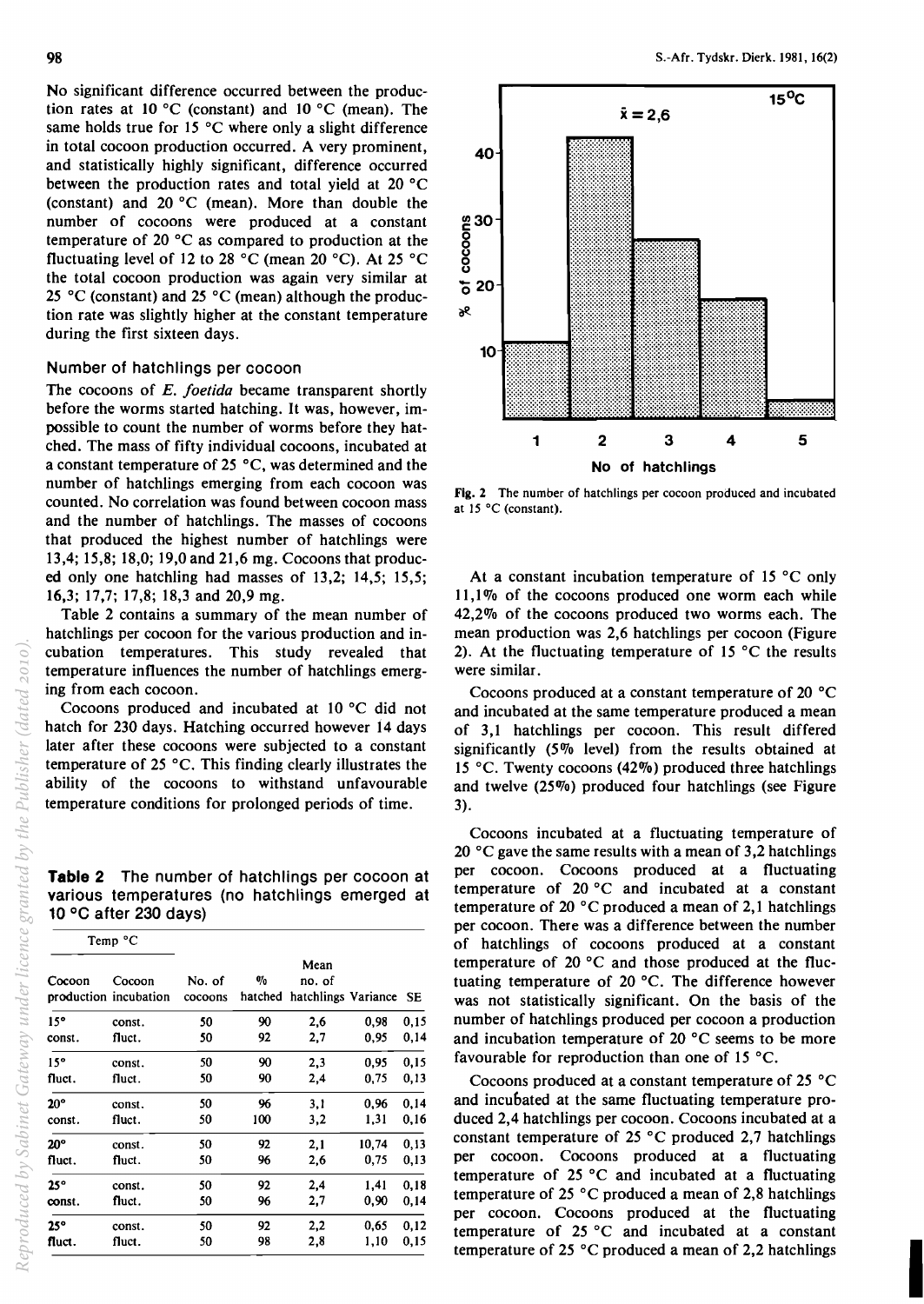No significant difference occurred between the production rates at 10 °C (constant) and 10 °C (mean). The same holds true for 15 °C where only a slight difference in total cocoon production occurred. A very prominent, and statistically highly significant, difference occurred between the production rates and total yield at 20 °C (constant) and 20 °C (mean). More than double the number of cocoons were produced at a constant temperature of 20 °C as compared to production at the fluctuating level of 12 to 28 °C (mean 20 °C). At 25 °C the total cocoon production was again very similar at 25 °C (constant) and 25 °C (mean) although the production rate was slightly higher at the constant temperature during the first sixteen days.

## Number of hatchlings per cocoon

The cocoons of *E. foetida* became transparent shortly before the worms started hatching. It was, however, impossible to count the number of worms before they hatched. The mass of fifty individual cocoons, incubated at a constant temperature of 25 °C, was determined and the number of hatchlings emerging from each cocoon was counted. No correlation was found between cocoon mass and the number of hatchlings. The masses of cocoons that produced the highest number of hatchlings were 13,4; 15,8; 18,0; 19,0 and 21,6 mg. Cocoons that produced only one hatchling had masses of 13,2; 14,5; 15,5; 16,3; 17,7; 17,8; 18,3 and 20,9 mg.

Table 2 contains a summary of the mean number of hatchlings per cocoon for the various production and incubation temperatures. This study revealed that temperature influences the number of hatchlings emerging from each cocoon.

Cocoons produced and incubated at 10 °C did not hatch for 230 days. Hatching occurred however 14 days later after these cocoons were subjected to a constant temperature of 25 °C. This finding clearly illustrates the ability of the cocoons to withstand unfavourable temperature conditions for prolonged periods of time.

**Table 2** The number of hatchlings per cocoon at various temperatures (no hatchlings emerged at 10 °C after 230 days)

| Temp °C | | | | | | |
|---|---|---|---|---|---|---|
| Cocoon production | Cocoon incubation | No. of cocoons | % hatched | Mean no. of hatchlings | Variance | SE |
| 15° const. | const. | 50 | 90 | 2,6 | 0,98 | 0,15 |
| | fluct. | 50 | 92 | 2,7 | 0,95 | 0,14 |
| 15° fluct. | const. | 50 | 90 | 2,3 | 0,95 | 0,15 |
| | fluct. | 50 | 90 | 2,4 | 0,75 | 0,13 |
| 20° const. | const. | 50 | 96 | 3,1 | 0,96 | 0,14 |
| | fluct. | 50 | 100 | 3,2 | 1,31 | 0,16 |
| 20° fluct. | const. | 50 | 92 | 2,1 | 10,74 | 0,13 |
| | fluct. | 50 | 96 | 2,6 | 0,75 | 0,13 |
| 25° const. | const. | 50 | 92 | 2,4 | 1,41 | 0,18 |
| | fluct. | 50 | 96 | 2,7 | 0,90 | 0,14 |
| 25° fluct. | const. | 50 | 92 | 2,2 | 0,65 | 0,12 |
| | fluct. | 50 | 98 | 2,8 | 1,10 | 0,15 |

**Fig. 2** The number of hatchlings per cocoon produced and incubated at 15 °C (constant).

At a constant incubation temperature of 15 °C only 11,1% of the cocoons produced one worm each while 42,2% of the cocoons produced two worms each. The mean production was 2,6 hatchlings per cocoon (Figure 2). At the fluctuating temperature of 15 °C the results were similar.

Cocoons produced at a constant temperature of 20 °C and incubated at the same temperature produced a mean of 3,1 hatchlings per cocoon. This result differed significantly (5% level) from the results obtained at 15 °C. Twenty cocoons (42%) produced three hatchlings and twelve (25%) produced four hatchlings (see Figure 3).

Cocoons incubated at a fluctuating temperature of 20 °C gave the same results with a mean of 3,2 hatchlings per cocoon. Cocoons produced at a fluctuating temperature of 20 °C and incubated at a constant temperature of 20 °C produced a mean of 2,1 hatchlings per cocoon. There was a difference between the number of hatchlings of cocoons produced at a constant temperature of 20 °C and those produced at the fluctuating temperature of 20 °C. The difference however was not statistically significant. On the basis of the number of hatchlings produced per cocoon a production and incubation temperature of 20 °C seems to be more favourable for reproduction than one of 15 °C.

Cocoons produced at a constant temperature of 25 °C and incubated at the same fluctuating temperature produced 2,4 hatchlings per cocoon. Cocoons incubated at a constant temperature of 25 °C produced 2,7 hatchlings per cocoon. Cocoons produced at a fluctuating temperature of 25 °C and incubated at a fluctuating temperature of 25 °C produced a mean of 2,8 hatchlings per cocoon. Cocoons produced at the fluctuating temperature of 25 °C and incubated at a constant temperature of 25 °C produced a mean of 2,2 hatchlings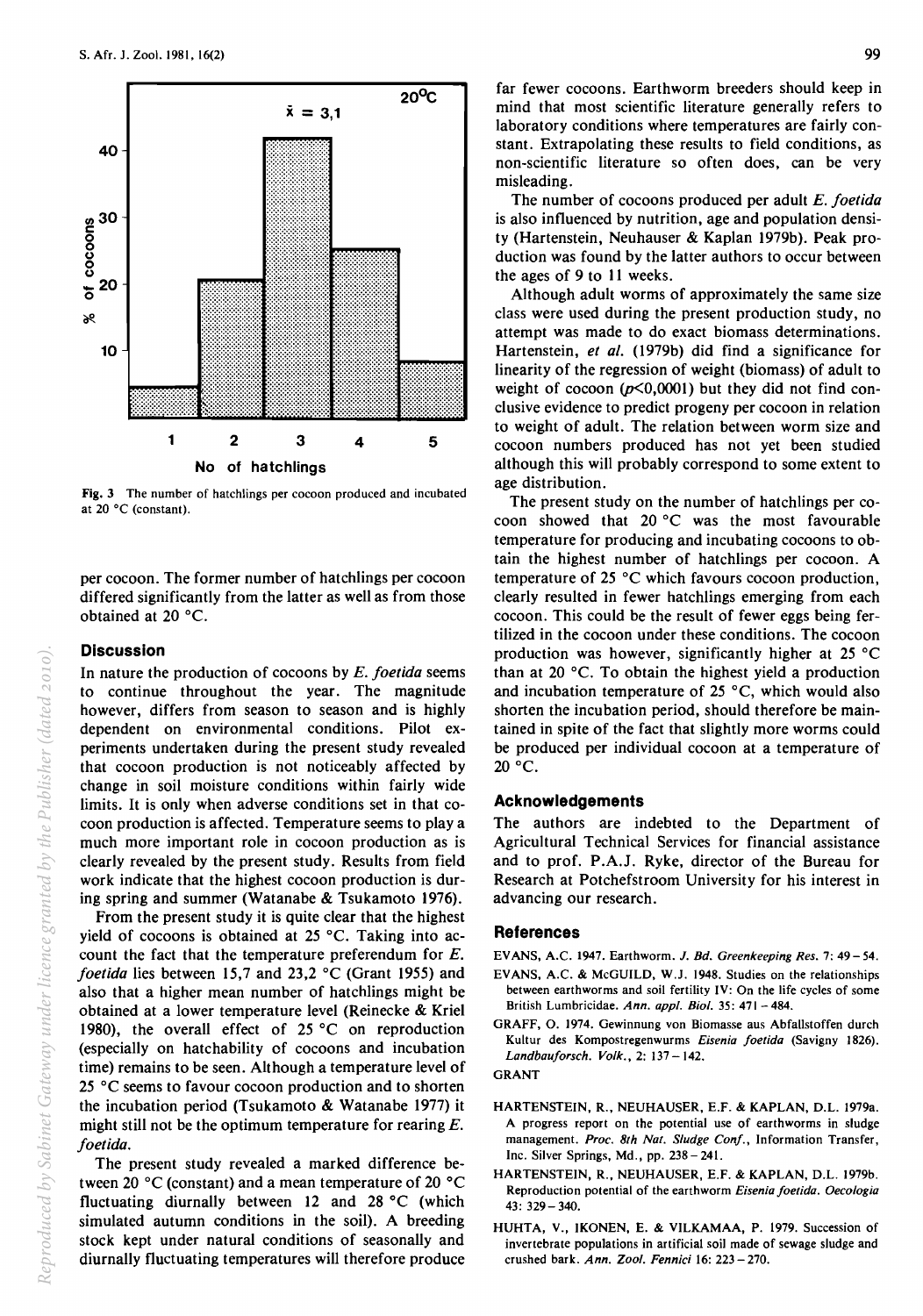Fig. 3 The number of hatchlings per cocoon produced and incubated at 20 °C (constant).

per cocoon. The former number of hatchlings per cocoon differed significantly from the latter as well as from those obtained at 20 °C.

## Discussion

In nature the production of cocoons by *E. foetida* seems to continue throughout the year. The magnitude however, differs from season to season and is highly dependent on environmental conditions. Pilot experiments undertaken during the present study revealed that cocoon production is not noticeably affected by change in soil moisture conditions within fairly wide limits. It is only when adverse conditions set in that cocoon production is affected. Temperature seems to play a much more important role in cocoon production as is clearly revealed by the present study. Results from field work indicate that the highest cocoon production is during spring and summer (Watanabe & Tsukamoto 1976).

From the present study it is quite clear that the highest yield of cocoons is obtained at 25 °C. Taking into account the fact that the temperature preferendum for *E. foetida* lies between 15,7 and 23,2 °C (Grant 1955) and also that a higher mean number of hatchlings might be obtained at a lower temperature level (Reinecke & Kriel 1980), the overall effect of 25 °C on reproduction (especially on hatchability of cocoons and incubation time) remains to be seen. Although a temperature level of 25 °C seems to favour cocoon production and to shorten the incubation period (Tsukamoto & Watanabe 1977) it might still not be the optimum temperature for rearing *E. foetida*.

The present study revealed a marked difference between 20 °C (constant) and a mean temperature of 20 °C fluctuating diurnally between 12 and 28 °C (which simulated autumn conditions in the soil). A breeding stock kept under natural conditions of seasonally and diurnally fluctuating temperatures will therefore produce far fewer cocoons. Earthworm breeders should keep in mind that most scientific literature generally refers to laboratory conditions where temperatures are fairly constant. Extrapolating these results to field conditions, as non-scientific literature so often does, can be very misleading.

The number of cocoons produced per adult *E. foetida* is also influenced by nutrition, age and population density (Hartenstein, Neuhauser & Kaplan 1979b). Peak production was found by the latter authors to occur between the ages of 9 to 11 weeks.

Although adult worms of approximately the same size class were used during the present production study, no attempt was made to do exact biomass determinations. Hartenstein, *et al.* (1979b) did find a significance for linearity of the regression of weight (biomass) of adult to weight of cocoon ($p$<0,0001) but they did not find conclusive evidence to predict progeny per cocoon in relation to weight of adult. The relation between worm size and cocoon numbers produced has not yet been studied although this will probably correspond to some extent to age distribution.

The present study on the number of hatchlings per cocoon showed that 20 °C was the most favourable temperature for producing and incubating cocoons to obtain the highest number of hatchlings per cocoon. A temperature of 25 °C which favours cocoon production, clearly resulted in fewer hatchlings emerging from each cocoon. This could be the result of fewer eggs being fertilized in the cocoon under these conditions. The cocoon production was however, significantly higher at 25 °C than at 20 °C. To obtain the highest yield a production and incubation temperature of 25 °C, which would also shorten the incubation period, should therefore be maintained in spite of the fact that slightly more worms could be produced per individual cocoon at a temperature of 20 °C.

## Acknowledgements

The authors are indebted to the Department of Agricultural Technical Services for financial assistance and to prof. P.A.J. Ryke, director of the Bureau for Research at Potchefstroom University for his interest in advancing our research.

## References

EVANS, A.C. 1947. Earthworm. *J. Bd. Greenkeeping Res.* 7: 49 – 54.

EVANS, A.C. & McGUILD, W.J. 1948. Studies on the relationships between earthworms and soil fertility IV: On the life cycles of some British Lumbricidae. *Ann. appl. Biol.* 35: 471 – 484.

GRAFF, O. 1974. Gewinnung von Biomasse aus Abfallstoffen durch Kultur des Kompostregenwurms *Eisenia foetida* (Savigny 1826). *Landbauforsch. Volk.*, 2: 137 – 142.

GRANT

HARTENSTEIN, R., NEUHAUSER, E.F. & KAPLAN, D.L. 1979a. A progress report on the potential use of earthworms in sludge management. *Proc. 8th Nat. Sludge Conf.*, Information Transfer, Inc. Silver Springs, Md., pp. 238 – 241.

HARTENSTEIN, R., NEUHAUSER, E.F. & KAPLAN, D.L. 1979b. Reproduction potential of the earthworm *Eisenia foetida*. *Oecologia* 43: 329 – 340.

HUHTA, V., IKONEN, E. & VILKAMAA, P. 1979. Succession of invertebrate populations in artificial soil made of sewage sludge and crushed bark. *Ann. Zool. Fennici* 16: 223 – 270.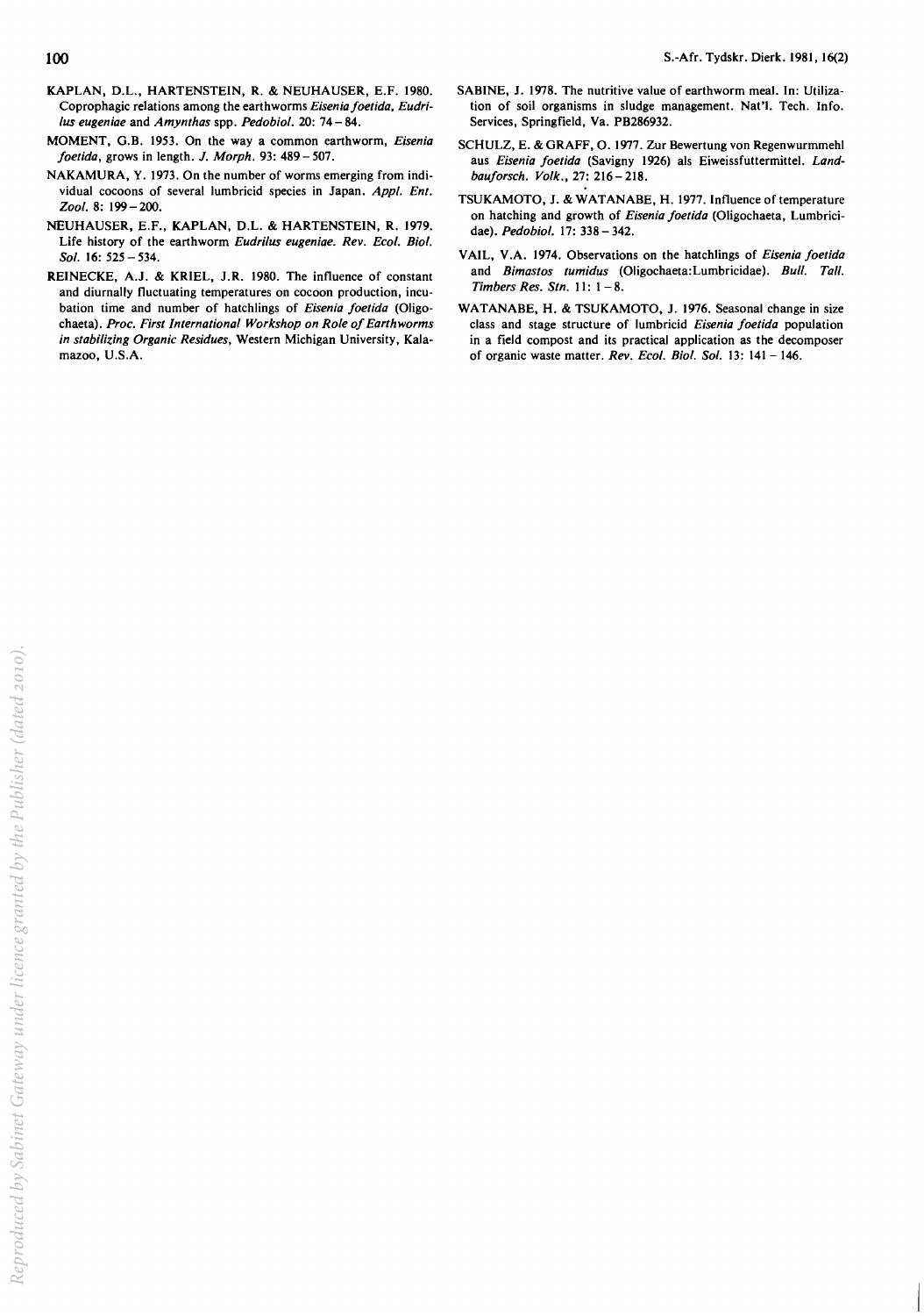KAPLAN, D.L., HARTENSTEIN, R. & NEUHAUSER, E.F. 1980. Coprophagic relations among the earthworms *Eisenia foetida*, *Eudrilus eugeniae* and *Amynthas* spp. *Pedobiol.* 20: 74 – 84.

MOMENT, G.B. 1953. On the way a common earthworm, *Eisenia foetida*, grows in length. *J. Morph.* 93: 489 – 507.

NAKAMURA, Y. 1973. On the number of worms emerging from individual cocoons of several lumbricid species in Japan. *Appl. Ent. Zool.* 8: 199 – 200.

NEUHAUSER, E.F., KAPLAN, D.L. & HARTENSTEIN, R. 1979. Life history of the earthworm *Eudrilus eugeniae*. *Rev. Ecol. Biol. Sol.* 16: 525 – 534.

REINECKE, A.J. & KRIEL, J.R. 1980. The influence of constant and diurnally fluctuating temperatures on cocoon production, incubation time and number of hatchlings of *Eisenia foetida* (Oligochaeta). *Proc. First International Workshop on Role of Earthworms in stabilizing Organic Residues*, Western Michigan University, Kalamazoo, U.S.A.

SABINE, J. 1978. The nutritive value of earthworm meal. In: Utilization of soil organisms in sludge management. Nat'l. Tech. Info. Services, Springfield, Va. PB286932.

SCHULZ, E. & GRAFF, O. 1977. Zur Bewertung von Regenwurmmehl aus *Eisenia foetida* (Savigny 1926) als Eiweissfuttermittel. *Landbauforsch. Volk.*, 27: 216 – 218.

TSUKAMOTO, J. & WATANABE, H. 1977. Influence of temperature on hatching and growth of *Eisenia foetida* (Oligochaeta, Lumbricidae). *Pedobiol.* 17: 338 – 342.

VAIL, V.A. 1974. Observations on the hatchlings of *Eisenia foetida* and *Bimastos tumidus* (Oligochaeta:Lumbricidae). *Bull. Tall. Timbers Res. Stn.* 11: 1 – 8.

WATANABE, H. & TSUKAMOTO, J. 1976. Seasonal change in size class and stage structure of lumbricid *Eisenia foetida* population in a field compost and its practical application as the decomposer of organic waste matter. *Rev. Ecol. Biol. Sol.* 13: 141 – 146.